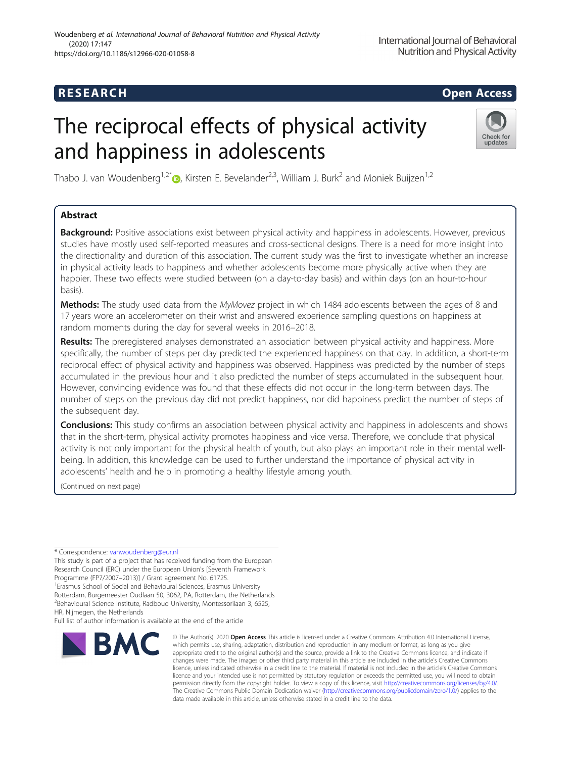RESEARCH

Open Access

# The reciprocal effects of physical activity and happiness in adolescents

Thabo J. van Woudenberg[1,2*], Kirsten E. Bevelander[2,3], William J. Burk[2] and Moniek Buijzen[1,2]

## Abstract

**Background:** Positive associations exist between physical activity and happiness in adolescents. However, previous studies have mostly used self-reported measures and cross-sectional designs. There is a need for more insight into the directionality and duration of this association. The current study was the first to investigate whether an increase in physical activity leads to happiness and whether adolescents become more physically active when they are happier. These two effects were studied between (on a day-to-day basis) and within days (on an hour-to-hour basis).

**Methods:** The study used data from the *MyMovez* project in which 1484 adolescents between the ages of 8 and 17 years wore an accelerometer on their wrist and answered experience sampling questions on happiness at random moments during the day for several weeks in 2016–2018.

**Results:** The preregistered analyses demonstrated an association between physical activity and happiness. More specifically, the number of steps per day predicted the experienced happiness on that day. In addition, a short-term reciprocal effect of physical activity and happiness was observed. Happiness was predicted by the number of steps accumulated in the previous hour and it also predicted the number of steps accumulated in the subsequent hour. However, convincing evidence was found that these effects did not occur in the long-term between days. The number of steps on the previous day did not predict happiness, nor did happiness predict the number of steps of the subsequent day.

**Conclusions:** This study confirms an association between physical activity and happiness in adolescents and shows that in the short-term, physical activity promotes happiness and vice versa. Therefore, we conclude that physical activity is not only important for the physical health of youth, but also plays an important role in their mental well-being. In addition, this knowledge can be used to further understand the importance of physical activity in adolescents' health and help in promoting a healthy lifestyle among youth.

(Continued on next page)

---

* Correspondence: vanwoudenberg@eur.nl

This study is part of a project that has received funding from the European Research Council (ERC) under the European Union's [Seventh Framework Programme (FP7/2007–2013)] / Grant agreement No. 61725.

[1]Erasmus School of Social and Behavioural Sciences, Erasmus University Rotterdam, Burgemeester Oudlaan 50, 3062, PA, Rotterdam, the Netherlands

[2]Behavioural Science Institute, Radboud University, Montessorilaan 3, 6525, HR, Nijmegen, the Netherlands

Full list of author information is available at the end of the article

© The Author(s). 2020 **Open Access** This article is licensed under a Creative Commons Attribution 4.0 International License, which permits use, sharing, adaptation, distribution and reproduction in any medium or format, as long as you give appropriate credit to the original author(s) and the source, provide a link to the Creative Commons licence, and indicate if changes were made. The images or other third party material in this article are included in the article's Creative Commons licence, unless indicated otherwise in a credit line to the material. If material is not included in the article's Creative Commons licence and your intended use is not permitted by statutory regulation or exceeds the permitted use, you will need to obtain permission directly from the copyright holder. To view a copy of this licence, visit http://creativecommons.org/licenses/by/4.0/. The Creative Commons Public Domain Dedication waiver (http://creativecommons.org/publicdomain/zero/1.0/) applies to the data made available in this article, unless otherwise stated in a credit line to the data.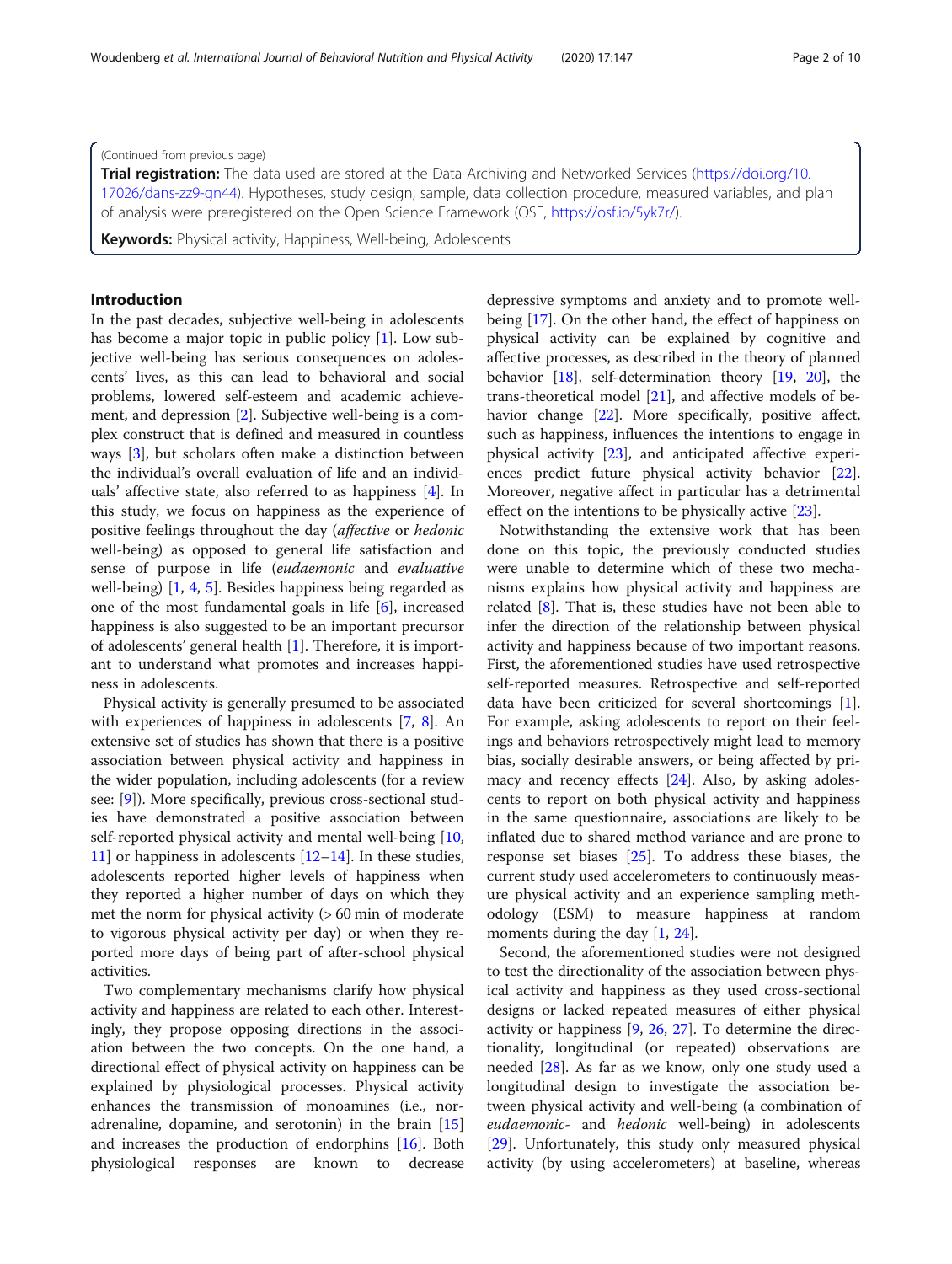(Continued from previous page)

**Trial registration:** The data used are stored at the Data Archiving and Networked Services (https://doi.org/10.17026/dans-zz9-gn44). Hypotheses, study design, sample, data collection procedure, measured variables, and plan of analysis were preregistered on the Open Science Framework (OSF, https://osf.io/5yk7r/).

**Keywords:** Physical activity, Happiness, Well-being, Adolescents

## Introduction

In the past decades, subjective well-being in adolescents has become a major topic in public policy [1]. Low subjective well-being has serious consequences on adolescents' lives, as this can lead to behavioral and social problems, lowered self-esteem and academic achievement, and depression [2]. Subjective well-being is a complex construct that is defined and measured in countless ways [3], but scholars often make a distinction between the individual's overall evaluation of life and an individuals' affective state, also referred to as happiness [4]. In this study, we focus on happiness as the experience of positive feelings throughout the day (*affective* or *hedonic* well-being) as opposed to general life satisfaction and sense of purpose in life (*eudaemonic* and *evaluative* well-being) [1, 4, 5]. Besides happiness being regarded as one of the most fundamental goals in life [6], increased happiness is also suggested to be an important precursor of adolescents' general health [1]. Therefore, it is important to understand what promotes and increases happiness in adolescents.

Physical activity is generally presumed to be associated with experiences of happiness in adolescents [7, 8]. An extensive set of studies has shown that there is a positive association between physical activity and happiness in the wider population, including adolescents (for a review see: [9]). More specifically, previous cross-sectional studies have demonstrated a positive association between self-reported physical activity and mental well-being [10, 11] or happiness in adolescents [12–14]. In these studies, adolescents reported higher levels of happiness when they reported a higher number of days on which they met the norm for physical activity (> 60 min of moderate to vigorous physical activity per day) or when they reported more days of being part of after-school physical activities.

Two complementary mechanisms clarify how physical activity and happiness are related to each other. Interestingly, they propose opposing directions in the association between the two concepts. On the one hand, a directional effect of physical activity on happiness can be explained by physiological processes. Physical activity enhances the transmission of monoamines (i.e., noradrenaline, dopamine, and serotonin) in the brain [15] and increases the production of endorphins [16]. Both physiological responses are known to decrease depressive symptoms and anxiety and to promote well-being [17]. On the other hand, the effect of happiness on physical activity can be explained by cognitive and affective processes, as described in the theory of planned behavior [18], self-determination theory [19, 20], the trans-theoretical model [21], and affective models of behavior change [22]. More specifically, positive affect, such as happiness, influences the intentions to engage in physical activity [23], and anticipated affective experiences predict future physical activity behavior [22]. Moreover, negative affect in particular has a detrimental effect on the intentions to be physically active [23].

Notwithstanding the extensive work that has been done on this topic, the previously conducted studies were unable to determine which of these two mechanisms explains how physical activity and happiness are related [8]. That is, these studies have not been able to infer the direction of the relationship between physical activity and happiness because of two important reasons. First, the aforementioned studies have used retrospective self-reported measures. Retrospective and self-reported data have been criticized for several shortcomings [1]. For example, asking adolescents to report on their feelings and behaviors retrospectively might lead to memory bias, socially desirable answers, or being affected by primacy and recency effects [24]. Also, by asking adolescents to report on both physical activity and happiness in the same questionnaire, associations are likely to be inflated due to shared method variance and are prone to response set biases [25]. To address these biases, the current study used accelerometers to continuously measure physical activity and an experience sampling methodology (ESM) to measure happiness at random moments during the day [1, 24].

Second, the aforementioned studies were not designed to test the directionality of the association between physical activity and happiness as they used cross-sectional designs or lacked repeated measures of either physical activity or happiness [9, 26, 27]. To determine the directionality, longitudinal (or repeated) observations are needed [28]. As far as we know, only one study used a longitudinal design to investigate the association between physical activity and well-being (a combination of *eudaemonic*- and *hedonic* well-being) in adolescents [29]. Unfortunately, this study only measured physical activity (by using accelerometers) at baseline, whereas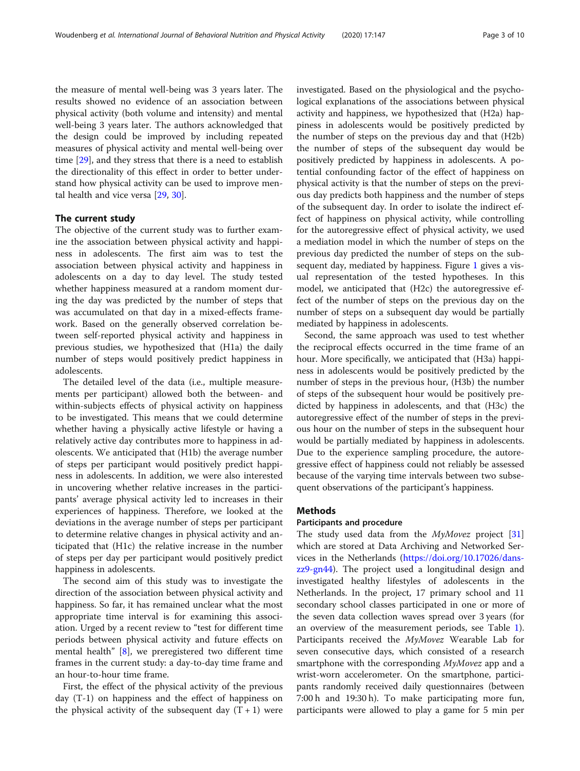the measure of mental well-being was 3 years later. The results showed no evidence of an association between physical activity (both volume and intensity) and mental well-being 3 years later. The authors acknowledged that the design could be improved by including repeated measures of physical activity and mental well-being over time [29], and they stress that there is a need to establish the directionality of this effect in order to better understand how physical activity can be used to improve mental health and vice versa [29, 30].

## The current study

The objective of the current study was to further examine the association between physical activity and happiness in adolescents. The first aim was to test the association between physical activity and happiness in adolescents on a day to day level. The study tested whether happiness measured at a random moment during the day was predicted by the number of steps that was accumulated on that day in a mixed-effects framework. Based on the generally observed correlation between self-reported physical activity and happiness in previous studies, we hypothesized that (H1a) the daily number of steps would positively predict happiness in adolescents.

The detailed level of the data (i.e., multiple measurements per participant) allowed both the between- and within-subjects effects of physical activity on happiness to be investigated. This means that we could determine whether having a physically active lifestyle or having a relatively active day contributes more to happiness in adolescents. We anticipated that (H1b) the average number of steps per participant would positively predict happiness in adolescents. In addition, we were also interested in uncovering whether relative increases in the participants' average physical activity led to increases in their experiences of happiness. Therefore, we looked at the deviations in the average number of steps per participant to determine relative changes in physical activity and anticipated that (H1c) the relative increase in the number of steps per day per participant would positively predict happiness in adolescents.

The second aim of this study was to investigate the direction of the association between physical activity and happiness. So far, it has remained unclear what the most appropriate time interval is for examining this association. Urged by a recent review to "test for different time periods between physical activity and future effects on mental health" [8], we preregistered two different time frames in the current study: a day-to-day time frame and an hour-to-hour time frame.

First, the effect of the physical activity of the previous day (T-1) on happiness and the effect of happiness on the physical activity of the subsequent day (T + 1) were investigated. Based on the physiological and the psychological explanations of the associations between physical activity and happiness, we hypothesized that (H2a) happiness in adolescents would be positively predicted by the number of steps on the previous day and that (H2b) the number of steps of the subsequent day would be positively predicted by happiness in adolescents. A potential confounding factor of the effect of happiness on physical activity is that the number of steps on the previous day predicts both happiness and the number of steps of the subsequent day. In order to isolate the indirect effect of happiness on physical activity, while controlling for the autoregressive effect of physical activity, we used a mediation model in which the number of steps on the previous day predicted the number of steps on the subsequent day, mediated by happiness. Figure 1 gives a visual representation of the tested hypotheses. In this model, we anticipated that (H2c) the autoregressive effect of the number of steps on the previous day on the number of steps on a subsequent day would be partially mediated by happiness in adolescents.

Second, the same approach was used to test whether the reciprocal effects occurred in the time frame of an hour. More specifically, we anticipated that (H3a) happiness in adolescents would be positively predicted by the number of steps in the previous hour, (H3b) the number of steps of the subsequent hour would be positively predicted by happiness in adolescents, and that (H3c) the autoregressive effect of the number of steps in the previous hour on the number of steps in the subsequent hour would be partially mediated by happiness in adolescents. Due to the experience sampling procedure, the autoregressive effect of happiness could not reliably be assessed because of the varying time intervals between two subsequent observations of the participant's happiness.

## Methods

### Participants and procedure

The study used data from the *MyMovez* project [31] which are stored at Data Archiving and Networked Services in the Netherlands (https://doi.org/10.17026/dans-zz9-gn44). The project used a longitudinal design and investigated healthy lifestyles of adolescents in the Netherlands. In the project, 17 primary school and 11 secondary school classes participated in one or more of the seven data collection waves spread over 3 years (for an overview of the measurement periods, see Table 1). Participants received the *MyMovez* Wearable Lab for seven consecutive days, which consisted of a research smartphone with the corresponding *MyMovez* app and a wrist-worn accelerometer. On the smartphone, participants randomly received daily questionnaires (between 7:00 h and 19:30 h). To make participating more fun, participants were allowed to play a game for 5 min per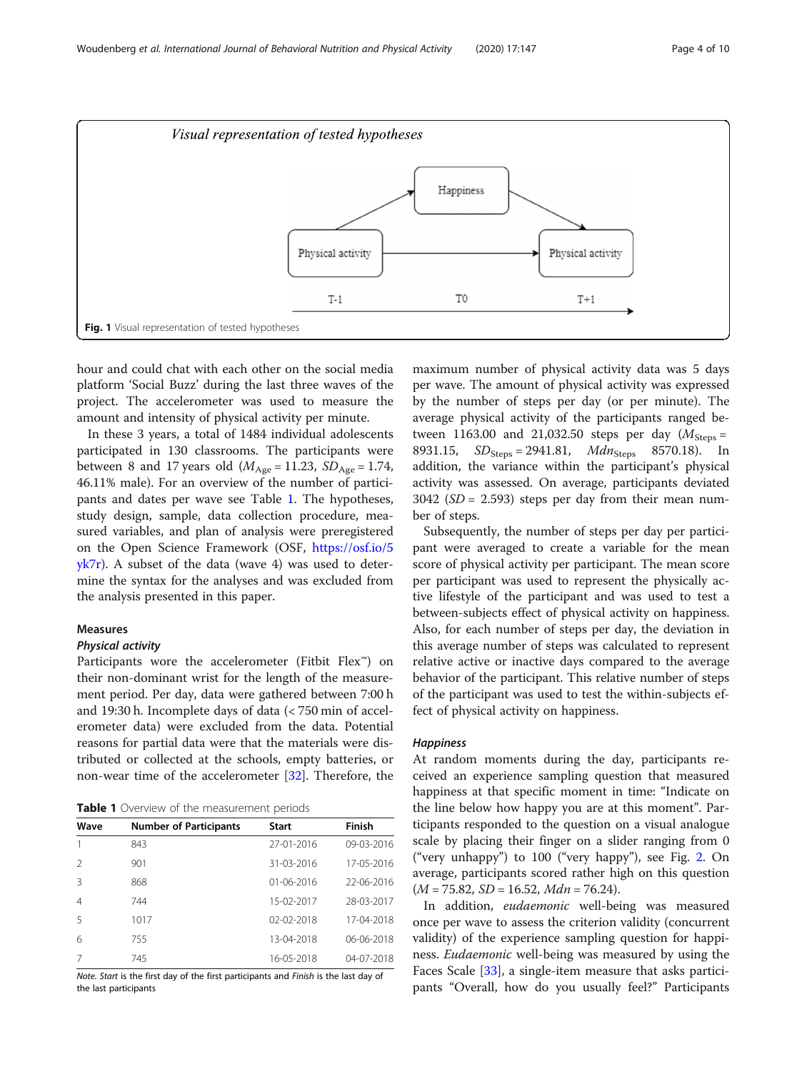Fig. 1 Visual representation of tested hypotheses

hour and could chat with each other on the social media platform 'Social Buzz' during the last three waves of the project. The accelerometer was used to measure the amount and intensity of physical activity per minute.

In these 3 years, a total of 1484 individual adolescents participated in 130 classrooms. The participants were between 8 and 17 years old ($M_{Age}$ = 11.23, $SD_{Age}$ = 1.74, 46.11% male). For an overview of the number of participants and dates per wave see Table 1. The hypotheses, study design, sample, data collection procedure, measured variables, and plan of analysis were preregistered on the Open Science Framework (OSF, https://osf.io/5yk7r). A subset of the data (wave 4) was used to determine the syntax for the analyses and was excluded from the analysis presented in this paper.

## Measures

### Physical activity

Participants wore the accelerometer (Fitbit Flex™) on their non-dominant wrist for the length of the measurement period. Per day, data were gathered between 7:00 h and 19:30 h. Incomplete days of data (< 750 min of accelerometer data) were excluded from the data. Potential reasons for partial data were that the materials were distributed or collected at the schools, empty batteries, or non-wear time of the accelerometer [32]. Therefore, the maximum number of physical activity data was 5 days per wave. The amount of physical activity was expressed by the number of steps per day (or per minute). The average physical activity of the participants ranged between 1163.00 and 21,032.50 steps per day ($M_{Steps}$ = 8931.15, $SD_{Steps}$ = 2941.81, $Mdn_{Steps}$ 8570.18). In addition, the variance within the participant's physical activity was assessed. On average, participants deviated 3042 (*SD* = 2.593) steps per day from their mean number of steps.

Subsequently, the number of steps per day per participant were averaged to create a variable for the mean score of physical activity per participant. The mean score per participant was used to represent the physically active lifestyle of the participant and was used to test a between-subjects effect of physical activity on happiness. Also, for each number of steps per day, the deviation in this average number of steps was calculated to represent relative active or inactive days compared to the average behavior of the participant. This relative number of steps of the participant was used to test the within-subjects effect of physical activity on happiness.

### Happiness

At random moments during the day, participants received an experience sampling question that measured happiness at that specific moment in time: "Indicate on the line below how happy you are at this moment". Participants responded to the question on a visual analogue scale by placing their finger on a slider ranging from 0 ("very unhappy") to 100 ("very happy"), see Fig. 2. On average, participants scored rather high on this question (*M* = 75.82, *SD* = 16.52, *Mdn* = 76.24).

In addition, *eudaemonic* well-being was measured once per wave to assess the criterion validity (concurrent validity) of the experience sampling question for happiness. *Eudaemonic* well-being was measured by using the Faces Scale [33], a single-item measure that asks participants "Overall, how do you usually feel?" Participants

**Table 1** Overview of the measurement periods

| Wave | Number of Participants | Start | Finish |
|---|---|---|---|
| 1 | 843 | 27-01-2016 | 09-03-2016 |
| 2 | 901 | 31-03-2016 | 17-05-2016 |
| 3 | 868 | 01-06-2016 | 22-06-2016 |
| 4 | 744 | 15-02-2017 | 28-03-2017 |
| 5 | 1017 | 02-02-2018 | 17-04-2018 |
| 6 | 755 | 13-04-2018 | 06-06-2018 |
| 7 | 745 | 16-05-2018 | 04-07-2018 |

*Note. Start* is the first day of the first participants and *Finish* is the last day of the last participants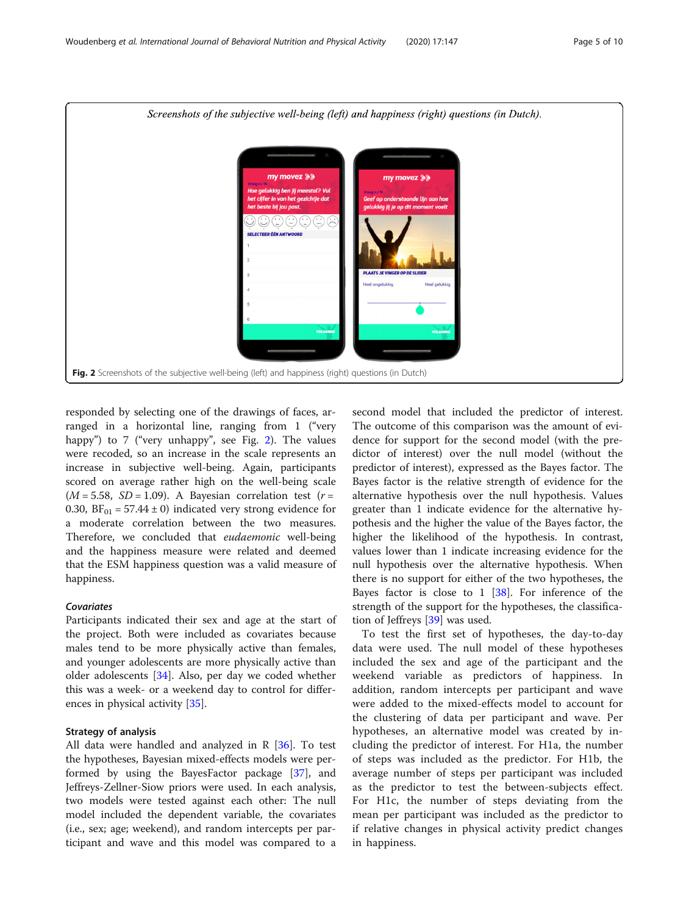Screenshots of the subjective well-being (left) and happiness (right) questions (in Dutch).

**Fig. 2** Screenshots of the subjective well-being (left) and happiness (right) questions (in Dutch)

responded by selecting one of the drawings of faces, arranged in a horizontal line, ranging from 1 ("very happy") to 7 ("very unhappy", see Fig. 2). The values were recoded, so an increase in the scale represents an increase in subjective well-being. Again, participants scored on average rather high on the well-being scale ($M = 5.58$, $SD = 1.09$). A Bayesian correlation test ($r = 0.30$, $BF_{01} = 57.44 \pm 0$) indicated very strong evidence for a moderate correlation between the two measures. Therefore, we concluded that *eudaemonic* well-being and the happiness measure were related and deemed that the ESM happiness question was a valid measure of happiness.

#### Covariates

Participants indicated their sex and age at the start of the project. Both were included as covariates because males tend to be more physically active than females, and younger adolescents are more physically active than older adolescents [34]. Also, per day we coded whether this was a week- or a weekend day to control for differences in physical activity [35].

### Strategy of analysis

All data were handled and analyzed in R [36]. To test the hypotheses, Bayesian mixed-effects models were performed by using the BayesFactor package [37], and Jeffreys-Zellner-Siow priors were used. In each analysis, two models were tested against each other: The null model included the dependent variable, the covariates (i.e., sex; age; weekend), and random intercepts per participant and wave and this model was compared to a second model that included the predictor of interest. The outcome of this comparison was the amount of evidence for support for the second model (with the predictor of interest) over the null model (without the predictor of interest), expressed as the Bayes factor. The Bayes factor is the relative strength of evidence for the alternative hypothesis over the null hypothesis. Values greater than 1 indicate evidence for the alternative hypothesis and the higher the value of the Bayes factor, the higher the likelihood of the hypothesis. In contrast, values lower than 1 indicate increasing evidence for the null hypothesis over the alternative hypothesis. When there is no support for either of the two hypotheses, the Bayes factor is close to 1 [38]. For inference of the strength of the support for the hypotheses, the classification of Jeffreys [39] was used.

To test the first set of hypotheses, the day-to-day data were used. The null model of these hypotheses included the sex and age of the participant and the weekend variable as predictors of happiness. In addition, random intercepts per participant and wave were added to the mixed-effects model to account for the clustering of data per participant and wave. Per hypotheses, an alternative model was created by including the predictor of interest. For H1a, the number of steps was included as the predictor. For H1b, the average number of steps per participant was included as the predictor to test the between-subjects effect. For H1c, the number of steps deviating from the mean per participant was included as the predictor to if relative changes in physical activity predict changes in happiness.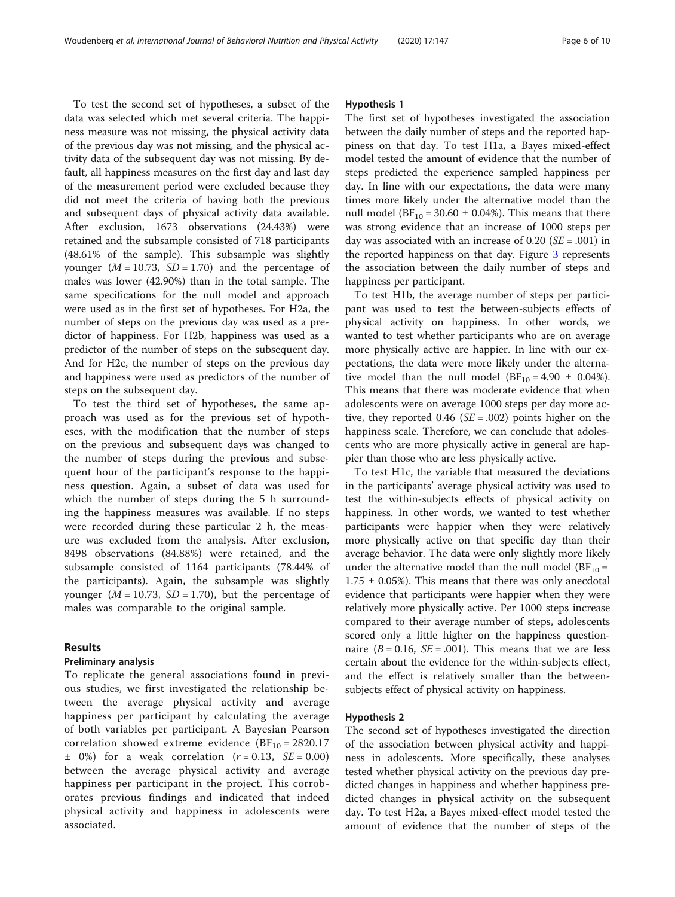To test the second set of hypotheses, a subset of the data was selected which met several criteria. The happiness measure was not missing, the physical activity data of the previous day was not missing, and the physical activity data of the subsequent day was not missing. By default, all happiness measures on the first day and last day of the measurement period were excluded because they did not meet the criteria of having both the previous and subsequent days of physical activity data available. After exclusion, 1673 observations (24.43%) were retained and the subsample consisted of 718 participants (48.61% of the sample). This subsample was slightly younger ($M = 10.73$, $SD = 1.70$) and the percentage of males was lower (42.90%) than in the total sample. The same specifications for the null model and approach were used as in the first set of hypotheses. For H2a, the number of steps on the previous day was used as a predictor of happiness. For H2b, happiness was used as a predictor of the number of steps on the subsequent day. And for H2c, the number of steps on the previous day and happiness were used as predictors of the number of steps on the subsequent day.

To test the third set of hypotheses, the same approach was used as for the previous set of hypotheses, with the modification that the number of steps on the previous and subsequent days was changed to the number of steps during the previous and subsequent hour of the participant's response to the happiness question. Again, a subset of data was used for which the number of steps during the 5 h surrounding the happiness measures was available. If no steps were recorded during these particular 2 h, the measure was excluded from the analysis. After exclusion, 8498 observations (84.88%) were retained, and the subsample consisted of 1164 participants (78.44% of the participants). Again, the subsample was slightly younger ($M = 10.73$, $SD = 1.70$), but the percentage of males was comparable to the original sample.

## Results

### Preliminary analysis

To replicate the general associations found in previous studies, we first investigated the relationship between the average physical activity and average happiness per participant by calculating the average of both variables per participant. A Bayesian Pearson correlation showed extreme evidence ($BF_{10} = 2820.17 \pm 0\%$) for a weak correlation ($r = 0.13$, $SE = 0.00$) between the average physical activity and average happiness per participant in the project. This corroborates previous findings and indicated that indeed physical activity and happiness in adolescents were associated.

### Hypothesis 1

The first set of hypotheses investigated the association between the daily number of steps and the reported happiness on that day. To test H1a, a Bayes mixed-effect model tested the amount of evidence that the number of steps predicted the experience sampled happiness per day. In line with our expectations, the data were many times more likely under the alternative model than the null model ($BF_{10} = 30.60 \pm 0.04\%$). This means that there was strong evidence that an increase of 1000 steps per day was associated with an increase of 0.20 ($SE = .001$) in the reported happiness on that day. Figure 3 represents the association between the daily number of steps and happiness per participant.

To test H1b, the average number of steps per participant was used to test the between-subjects effects of physical activity on happiness. In other words, we wanted to test whether participants who are on average more physically active are happier. In line with our expectations, the data were more likely under the alternative model than the null model ($BF_{10} = 4.90 \pm 0.04\%$). This means that there was moderate evidence that when adolescents were on average 1000 steps per day more active, they reported 0.46 ($SE = .002$) points higher on the happiness scale. Therefore, we can conclude that adolescents who are more physically active in general are happier than those who are less physically active.

To test H1c, the variable that measured the deviations in the participants' average physical activity was used to test the within-subjects effects of physical activity on happiness. In other words, we wanted to test whether participants were happier when they were relatively more physically active on that specific day than their average behavior. The data were only slightly more likely under the alternative model than the null model ($BF_{10} = 1.75 \pm 0.05\%$). This means that there was only anecdotal evidence that participants were happier when they were relatively more physically active. Per 1000 steps increase compared to their average number of steps, adolescents scored only a little higher on the happiness questionnaire ($B = 0.16$, $SE = .001$). This means that we are less certain about the evidence for the within-subjects effect, and the effect is relatively smaller than the between-subjects effect of physical activity on happiness.

### Hypothesis 2

The second set of hypotheses investigated the direction of the association between physical activity and happiness in adolescents. More specifically, these analyses tested whether physical activity on the previous day predicted changes in happiness and whether happiness predicted changes in physical activity on the subsequent day. To test H2a, a Bayes mixed-effect model tested the amount of evidence that the number of steps of the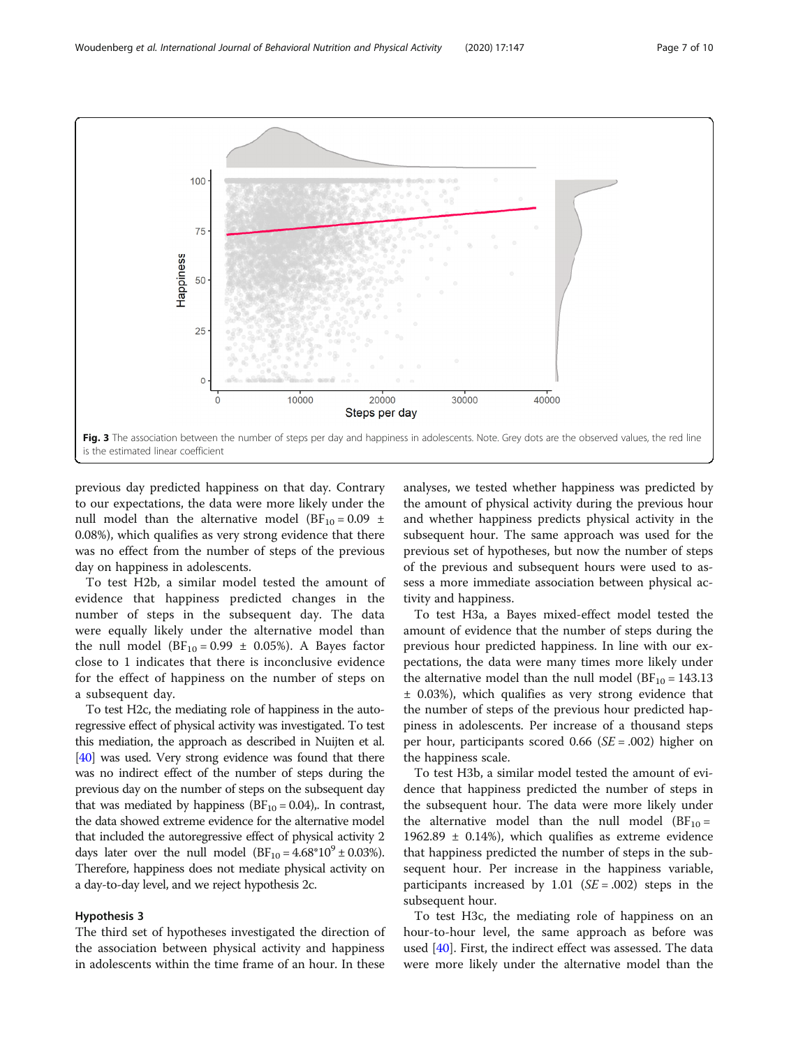Fig. 3 The association between the number of steps per day and happiness in adolescents. Note. Grey dots are the observed values, the red line is the estimated linear coefficient

previous day predicted happiness on that day. Contrary to our expectations, the data were more likely under the null model than the alternative model ($BF_{10}$ = 0.09 ± 0.08%), which qualifies as very strong evidence that there was no effect from the number of steps of the previous day on happiness in adolescents.

To test H2b, a similar model tested the amount of evidence that happiness predicted changes in the number of steps in the subsequent day. The data were equally likely under the alternative model than the null model ($BF_{10}$ = 0.99 ± 0.05%). A Bayes factor close to 1 indicates that there is inconclusive evidence for the effect of happiness on the number of steps on a subsequent day.

To test H2c, the mediating role of happiness in the autoregressive effect of physical activity was investigated. To test this mediation, the approach as described in Nuijten et al. [40] was used. Very strong evidence was found that there was no indirect effect of the number of steps during the previous day on the number of steps on the subsequent day that was mediated by happiness ($BF_{10}$ = 0.04),. In contrast, the data showed extreme evidence for the alternative model that included the autoregressive effect of physical activity 2 days later over the null model ($BF_{10} = 4.68 * 10^9$ ± 0.03%). Therefore, happiness does not mediate physical activity on a day-to-day level, and we reject hypothesis 2c.

### Hypothesis 3

The third set of hypotheses investigated the direction of the association between physical activity and happiness in adolescents within the time frame of an hour. In these analyses, we tested whether happiness was predicted by the amount of physical activity during the previous hour and whether happiness predicts physical activity in the subsequent hour. The same approach was used for the previous set of hypotheses, but now the number of steps of the previous and subsequent hours were used to assess a more immediate association between physical activity and happiness.

To test H3a, a Bayes mixed-effect model tested the amount of evidence that the number of steps during the previous hour predicted happiness. In line with our expectations, the data were many times more likely under the alternative model than the null model ($BF_{10}$ = 143.13 ± 0.03%), which qualifies as very strong evidence that the number of steps of the previous hour predicted happiness in adolescents. Per increase of a thousand steps per hour, participants scored 0.66 (*SE* = .002) higher on the happiness scale.

To test H3b, a similar model tested the amount of evidence that happiness predicted the number of steps in the subsequent hour. The data were more likely under the alternative model than the null model ($BF_{10}$ = 1962.89 ± 0.14%), which qualifies as extreme evidence that happiness predicted the number of steps in the subsequent hour. Per increase in the happiness variable, participants increased by 1.01 (*SE* = .002) steps in the subsequent hour.

To test H3c, the mediating role of happiness on an hour-to-hour level, the same approach as before was used [40]. First, the indirect effect was assessed. The data were more likely under the alternative model than the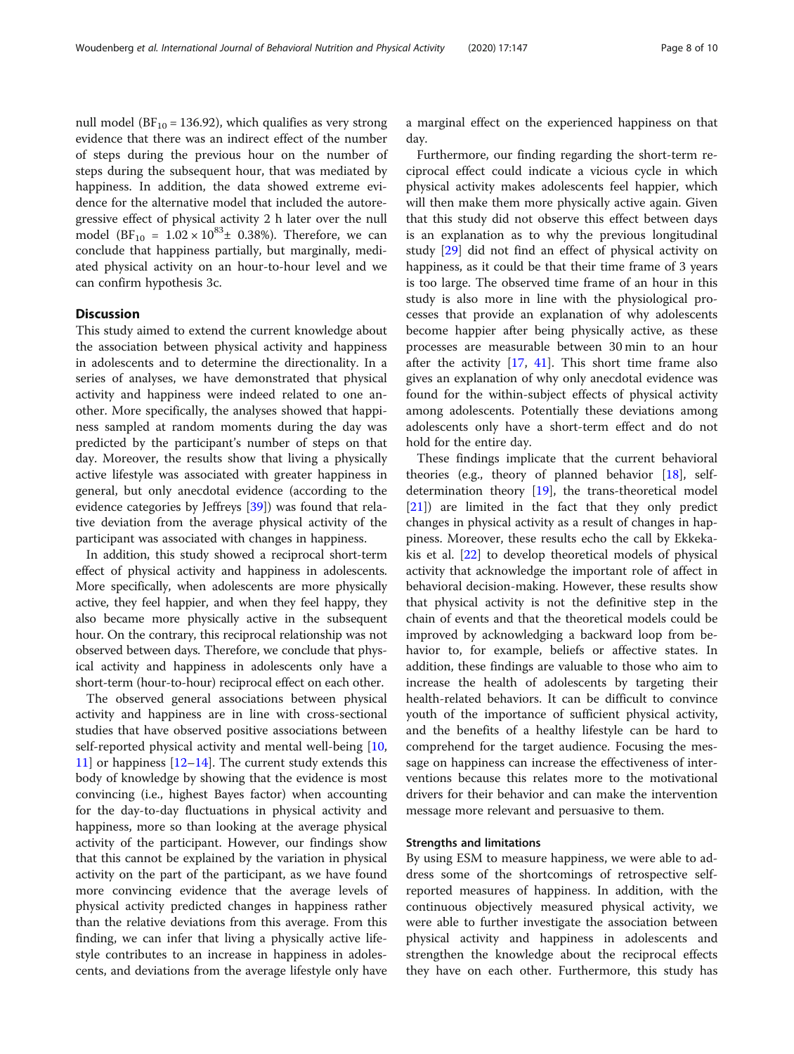null model ($BF_{10}$ = 136.92), which qualifies as very strong evidence that there was an indirect effect of the number of steps during the previous hour on the number of steps during the subsequent hour, that was mediated by happiness. In addition, the data showed extreme evidence for the alternative model that included the autoregressive effect of physical activity 2 h later over the null model ($BF_{10}$ = $1.02 \times 10^{83} \pm$ 0.38%). Therefore, we can conclude that happiness partially, but marginally, mediated physical activity on an hour-to-hour level and we can confirm hypothesis 3c.

## Discussion

This study aimed to extend the current knowledge about the association between physical activity and happiness in adolescents and to determine the directionality. In a series of analyses, we have demonstrated that physical activity and happiness were indeed related to one another. More specifically, the analyses showed that happiness sampled at random moments during the day was predicted by the participant's number of steps on that day. Moreover, the results show that living a physically active lifestyle was associated with greater happiness in general, but only anecdotal evidence (according to the evidence categories by Jeffreys [39]) was found that relative deviation from the average physical activity of the participant was associated with changes in happiness.

In addition, this study showed a reciprocal short-term effect of physical activity and happiness in adolescents. More specifically, when adolescents are more physically active, they feel happier, and when they feel happy, they also became more physically active in the subsequent hour. On the contrary, this reciprocal relationship was not observed between days. Therefore, we conclude that physical activity and happiness in adolescents only have a short-term (hour-to-hour) reciprocal effect on each other.

The observed general associations between physical activity and happiness are in line with cross-sectional studies that have observed positive associations between self-reported physical activity and mental well-being [10, 11] or happiness [12–14]. The current study extends this body of knowledge by showing that the evidence is most convincing (i.e., highest Bayes factor) when accounting for the day-to-day fluctuations in physical activity and happiness, more so than looking at the average physical activity of the participant. However, our findings show that this cannot be explained by the variation in physical activity on the part of the participant, as we have found more convincing evidence that the average levels of physical activity predicted changes in happiness rather than the relative deviations from this average. From this finding, we can infer that living a physically active lifestyle contributes to an increase in happiness in adolescents, and deviations from the average lifestyle only have a marginal effect on the experienced happiness on that day.

Furthermore, our finding regarding the short-term reciprocal effect could indicate a vicious cycle in which physical activity makes adolescents feel happier, which will then make them more physically active again. Given that this study did not observe this effect between days is an explanation as to why the previous longitudinal study [29] did not find an effect of physical activity on happiness, as it could be that their time frame of 3 years is too large. The observed time frame of an hour in this study is also more in line with the physiological processes that provide an explanation of why adolescents become happier after being physically active, as these processes are measurable between 30 min to an hour after the activity [17, 41]. This short time frame also gives an explanation of why only anecdotal evidence was found for the within-subject effects of physical activity among adolescents. Potentially these deviations among adolescents only have a short-term effect and do not hold for the entire day.

These findings implicate that the current behavioral theories (e.g., theory of planned behavior [18], self-determination theory [19], the trans-theoretical model [21]) are limited in the fact that they only predict changes in physical activity as a result of changes in happiness. Moreover, these results echo the call by Ekkekakis et al. [22] to develop theoretical models of physical activity that acknowledge the important role of affect in behavioral decision-making. However, these results show that physical activity is not the definitive step in the chain of events and that the theoretical models could be improved by acknowledging a backward loop from behavior to, for example, beliefs or affective states. In addition, these findings are valuable to those who aim to increase the health of adolescents by targeting their health-related behaviors. It can be difficult to convince youth of the importance of sufficient physical activity, and the benefits of a healthy lifestyle can be hard to comprehend for the target audience. Focusing the message on happiness can increase the effectiveness of interventions because this relates more to the motivational drivers for their behavior and can make the intervention message more relevant and persuasive to them.

### Strengths and limitations

By using ESM to measure happiness, we were able to address some of the shortcomings of retrospective self-reported measures of happiness. In addition, with the continuous objectively measured physical activity, we were able to further investigate the association between physical activity and happiness in adolescents and strengthen the knowledge about the reciprocal effects they have on each other. Furthermore, this study has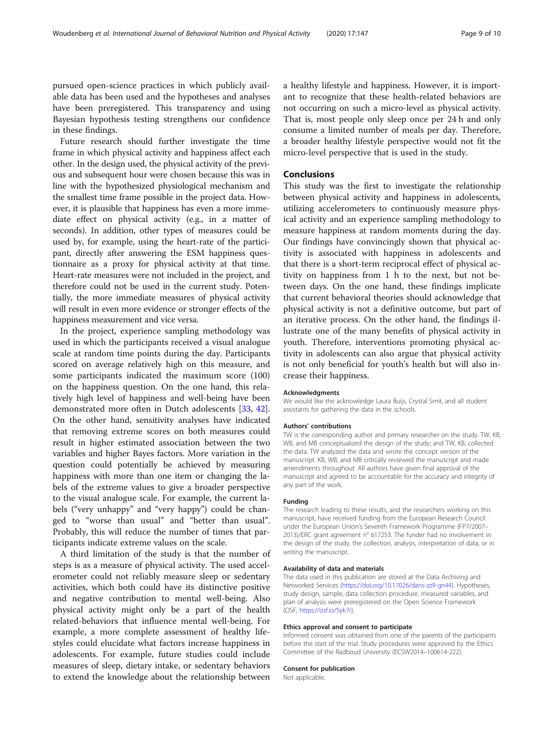pursued open-science practices in which publicly available data has been used and the hypotheses and analyses have been preregistered. This transparency and using Bayesian hypothesis testing strengthens our confidence in these findings.

Future research should further investigate the time frame in which physical activity and happiness affect each other. In the design used, the physical activity of the previous and subsequent hour were chosen because this was in line with the hypothesized physiological mechanism and the smallest time frame possible in the project data. However, it is plausible that happiness has even a more immediate effect on physical activity (e.g., in a matter of seconds). In addition, other types of measures could be used by, for example, using the heart-rate of the participant, directly after answering the ESM happiness questionnaire as a proxy for physical activity at that time. Heart-rate measures were not included in the project, and therefore could not be used in the current study. Potentially, the more immediate measures of physical activity will result in even more evidence or stronger effects of the happiness measurement and vice versa.

In the project, experience sampling methodology was used in which the participants received a visual analogue scale at random time points during the day. Participants scored on average relatively high on this measure, and some participants indicated the maximum score (100) on the happiness question. On the one hand, this relatively high level of happiness and well-being have been demonstrated more often in Dutch adolescents [33, 42]. On the other hand, sensitivity analyses have indicated that removing extreme scores on both measures could result in higher estimated association between the two variables and higher Bayes factors. More variation in the question could potentially be achieved by measuring happiness with more than one item or changing the labels of the extreme values to give a broader perspective to the visual analogue scale. For example, the current labels ("very unhappy" and "very happy") could be changed to "worse than usual" and "better than usual". Probably, this will reduce the number of times that participants indicate extreme values on the scale.

A third limitation of the study is that the number of steps is as a measure of physical activity. The used accelerometer could not reliably measure sleep or sedentary activities, which both could have its distinctive positive and negative contribution to mental well-being. Also physical activity might only be a part of the health related-behaviors that influence mental well-being. For example, a more complete assessment of healthy lifestyles could elucidate what factors increase happiness in adolescents. For example, future studies could include measures of sleep, dietary intake, or sedentary behaviors to extend the knowledge about the relationship between a healthy lifestyle and happiness. However, it is important to recognize that these health-related behaviors are not occurring on such a micro-level as physical activity. That is, most people only sleep once per 24 h and only consume a limited number of meals per day. Therefore, a broader healthy lifestyle perspective would not fit the micro-level perspective that is used in the study.

## Conclusions

This study was the first to investigate the relationship between physical activity and happiness in adolescents, utilizing accelerometers to continuously measure physical activity and an experience sampling methodology to measure happiness at random moments during the day. Our findings have convincingly shown that physical activity is associated with happiness in adolescents and that there is a short-term reciprocal effect of physical activity on happiness from 1 h to the next, but not between days. On the one hand, these findings implicate that current behavioral theories should acknowledge that physical activity is not a definitive outcome, but part of an iterative process. On the other hand, the findings illustrate one of the many benefits of physical activity in youth. Therefore, interventions promoting physical activity in adolescents can also argue that physical activity is not only beneficial for youth's health but will also increase their happiness.

#### Acknowledgments

We would like the acknowledge Laura Buijs, Crystal Smit, and all student assistants for gathering the data in the schools.

#### Authors' contributions

TW is the corresponding author and primary researcher on the study. TW, KB, WB, and MB conceptualized the design of the study; and TW, KB, collected the data. TW analyzed the data and wrote the concept version of the manuscript. KB, WB, and MB critically reviewed the manuscript and made amendments throughout. All authors have given final approval of the manuscript and agreed to be accountable for the accuracy and integrity of any part of the work.

#### Funding

The research leading to these results, and the researchers working on this manuscript, have received funding from the European Research Council under the European Union's Seventh Framework Programme (FP7/2007–2013)/ERC grant agreement n° 617253. The funder had no involvement in the design of the study, the collection, analysis, interpretation of data, or in writing the manuscript.

#### Availability of data and materials

The data used in this publication are stored at the Data Archiving and Networked Services (https://doi.org/10.17026/dans-zz9-gn44). Hypotheses, study design, sample, data collection procedure, measured variables, and plan of analysis were preregistered on the Open Science Framework (OSF, https://osf.io/5yk7r).

#### Ethics approval and consent to participate

Informed consent was obtained from one of the parents of the participants before the start of the trial. Study procedures were approved by the Ethics Committee of the Radboud University (ECSW2014–100614-222).

#### Consent for publication

Not applicable.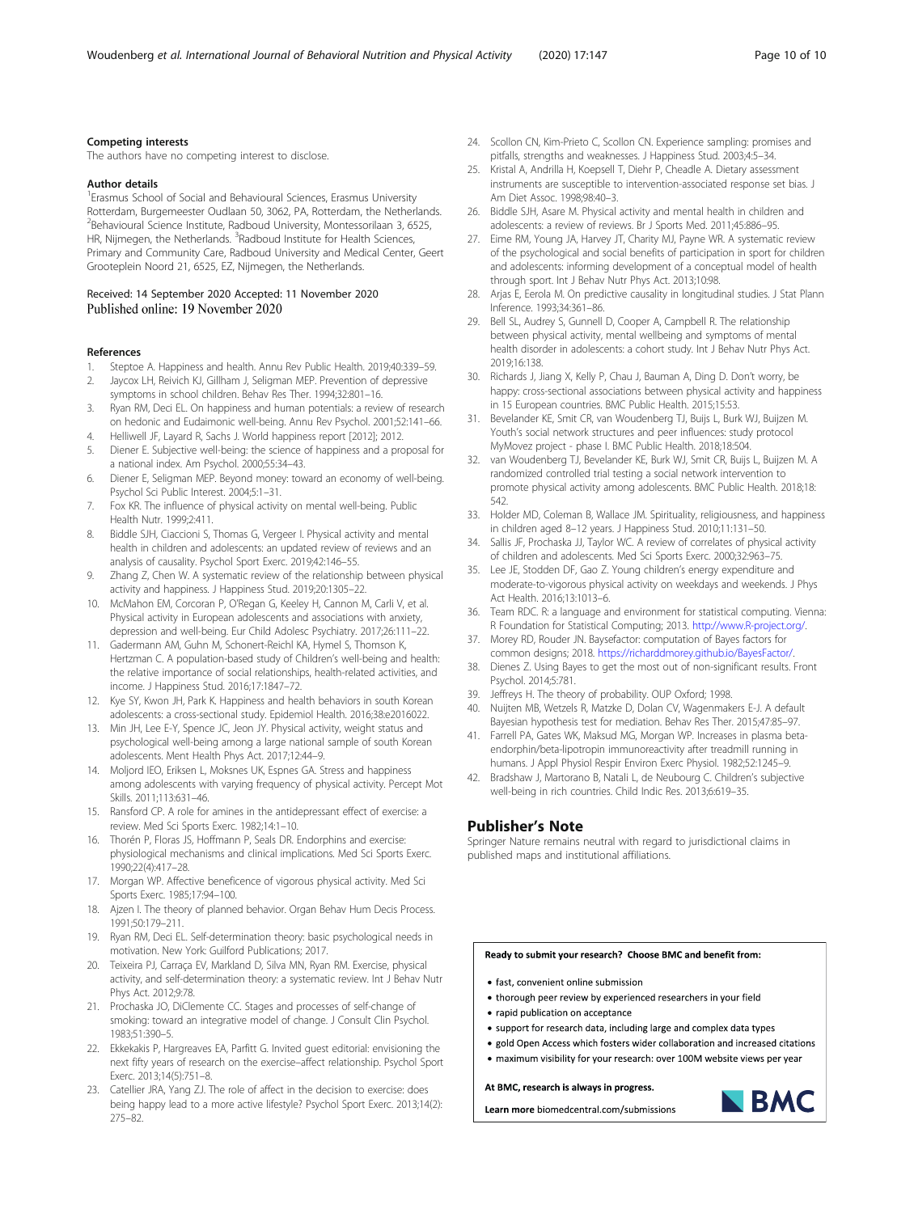## Competing interests

The authors have no competing interest to disclose.

## Author details

[1]Erasmus School of Social and Behavioural Sciences, Erasmus University Rotterdam, Burgemeester Oudlaan 50, 3062, PA, Rotterdam, the Netherlands. [2]Behavioural Science Institute, Radboud University, Montessorilaan 3, 6525, HR, Nijmegen, the Netherlands. [3]Radboud Institute for Health Sciences, Primary and Community Care, Radboud University and Medical Center, Geert Grooteplein Noord 21, 6525, EZ, Nijmegen, the Netherlands.

Received: 14 September 2020 Accepted: 11 November 2020
Published online: 19 November 2020

## References

1. Steptoe A. Happiness and health. Annu Rev Public Health. 2019;40:339–59.
2. Jaycox LH, Reivich KJ, Gillham J, Seligman MEP. Prevention of depressive symptoms in school children. Behav Res Ther. 1994;32:801–16.
3. Ryan RM, Deci EL. On happiness and human potentials: a review of research on hedonic and Eudaimonic well-being. Annu Rev Psychol. 2001;52:141–66.
4. Helliwell JF, Layard R, Sachs J. World happiness report [2012]; 2012.
5. Diener E. Subjective well-being: the science of happiness and a proposal for a national index. Am Psychol. 2000;55:34–43.
6. Diener E, Seligman MEP. Beyond money: toward an economy of well-being. Psychol Sci Public Interest. 2004;5:1–31.
7. Fox KR. The influence of physical activity on mental well-being. Public Health Nutr. 1999;2:411.
8. Biddle SJH, Ciaccioni S, Thomas G, Vergeer I. Physical activity and mental health in children and adolescents: an updated review of reviews and an analysis of causality. Psychol Sport Exerc. 2019;42:146–55.
9. Zhang Z, Chen W. A systematic review of the relationship between physical activity and happiness. J Happiness Stud. 2019;20:1305–22.
10. McMahon EM, Corcoran P, O'Regan G, Keeley H, Cannon M, Carli V, et al. Physical activity in European adolescents and associations with anxiety, depression and well-being. Eur Child Adolesc Psychiatry. 2017;26:111–22.
11. Gadermann AM, Guhn M, Schonert-Reichl KA, Hymel S, Thomson K, Hertzman C. A population-based study of Children's well-being and health: the relative importance of social relationships, health-related activities, and income. J Happiness Stud. 2016;17:1847–72.
12. Kye SY, Kwon JH, Park K. Happiness and health behaviors in south Korean adolescents: a cross-sectional study. Epidemiol Health. 2016;38:e2016022.
13. Min JH, Lee E-Y, Spence JC, Jeon JY. Physical activity, weight status and psychological well-being among a large national sample of south Korean adolescents. Ment Health Phys Act. 2017;12:44–9.
14. Moljord IEO, Eriksen L, Moksnes UK, Espnes GA. Stress and happiness among adolescents with varying frequency of physical activity. Percept Mot Skills. 2011;113:631–46.
15. Ransford CP. A role for amines in the antidepressant effect of exercise: a review. Med Sci Sports Exerc. 1982;14:1–10.
16. Thorén P, Floras JS, Hoffmann P, Seals DR. Endorphins and exercise: physiological mechanisms and clinical implications. Med Sci Sports Exerc. 1990;22(4):417–28.
17. Morgan WP. Affective beneficence of vigorous physical activity. Med Sci Sports Exerc. 1985;17:94–100.
18. Ajzen I. The theory of planned behavior. Organ Behav Hum Decis Process. 1991;50:179–211.
19. Ryan RM, Deci EL. Self-determination theory: basic psychological needs in motivation. New York: Guilford Publications; 2017.
20. Teixeira PJ, Carraça EV, Markland D, Silva MN, Ryan RM. Exercise, physical activity, and self-determination theory: a systematic review. Int J Behav Nutr Phys Act. 2012;9:78.
21. Prochaska JO, DiClemente CC. Stages and processes of self-change of smoking: toward an integrative model of change. J Consult Clin Psychol. 1983;51:390–5.
22. Ekkekakis P, Hargreaves EA, Parfitt G. Invited guest editorial: envisioning the next fifty years of research on the exercise–affect relationship. Psychol Sport Exerc. 2013;14(5):751–8.
23. Catellier JRA, Yang ZJ. The role of affect in the decision to exercise: does being happy lead to a more active lifestyle? Psychol Sport Exerc. 2013;14(2):275–82.
24. Scollon CN, Kim-Prieto C, Scollon CN. Experience sampling: promises and pitfalls, strengths and weaknesses. J Happiness Stud. 2003;4:5–34.
25. Kristal A, Andrilla H, Koepsell T, Diehr P, Cheadle A. Dietary assessment instruments are susceptible to intervention-associated response set bias. J Am Diet Assoc. 1998;98:40–3.
26. Biddle SJH, Asare M. Physical activity and mental health in children and adolescents: a review of reviews. Br J Sports Med. 2011;45:886–95.
27. Eime RM, Young JA, Harvey JT, Charity MJ, Payne WR. A systematic review of the psychological and social benefits of participation in sport for children and adolescents: informing development of a conceptual model of health through sport. Int J Behav Nutr Phys Act. 2013;10:98.
28. Arjas E, Eerola M. On predictive causality in longitudinal studies. J Stat Plann Inference. 1993;34:361–86.
29. Bell SL, Audrey S, Gunnell D, Cooper A, Campbell R. The relationship between physical activity, mental wellbeing and symptoms of mental health disorder in adolescents: a cohort study. Int J Behav Nutr Phys Act. 2019;16:138.
30. Richards J, Jiang X, Kelly P, Chau J, Bauman A, Ding D. Don't worry, be happy: cross-sectional associations between physical activity and happiness in 15 European countries. BMC Public Health. 2015;15:53.
31. Bevelander KE, Smit CR, van Woudenberg TJ, Buijs L, Burk WJ, Buijzen M. Youth's social network structures and peer influences: study protocol MyMovez project - phase I. BMC Public Health. 2018;18:504.
32. van Woudenberg TJ, Bevelander KE, Burk WJ, Smit CR, Buijs L, Buijzen M. A randomized controlled trial testing a social network intervention to promote physical activity among adolescents. BMC Public Health. 2018;18:542.
33. Holder MD, Coleman B, Wallace JM. Spirituality, religiousness, and happiness in children aged 8–12 years. J Happiness Stud. 2010;11:131–50.
34. Sallis JF, Prochaska JJ, Taylor WC. A review of correlates of physical activity of children and adolescents. Med Sci Sports Exerc. 2000;32:963–75.
35. Lee JE, Stodden DF, Gao Z. Young children's energy expenditure and moderate-to-vigorous physical activity on weekdays and weekends. J Phys Act Health. 2016;13:1013–6.
36. Team RDC. R: a language and environment for statistical computing. Vienna: R Foundation for Statistical Computing; 2013. http://www.R-project.org/.
37. Morey RD, Rouder JN. Baysefactor: computation of Bayes factors for common designs; 2018. https://richarddmorey.github.io/BayesFactor/.
38. Dienes Z. Using Bayes to get the most out of non-significant results. Front Psychol. 2014;5:781.
39. Jeffreys H. The theory of probability. OUP Oxford; 1998.
40. Nuijten MB, Wetzels R, Matzke D, Dolan CV, Wagenmakers E-J. A default Bayesian hypothesis test for mediation. Behav Res Ther. 2015;47:85–97.
41. Farrell PA, Gates WK, Maksud MG, Morgan WP. Increases in plasma beta-endorphin/beta-lipotropin immunoreactivity after treadmill running in humans. J Appl Physiol Respir Environ Exerc Physiol. 1982;52:1245–9.
42. Bradshaw J, Martorano B, Natali L, de Neubourg C. Children's subjective well-being in rich countries. Child Indic Res. 2013;6:619–35.

## Publisher's Note

Springer Nature remains neutral with regard to jurisdictional claims in published maps and institutional affiliations.

**Ready to submit your research? Choose BMC and benefit from:**

- fast, convenient online submission
- thorough peer review by experienced researchers in your field
- rapid publication on acceptance
- support for research data, including large and complex data types
- gold Open Access which fosters wider collaboration and increased citations
- maximum visibility for your research: over 100M website views per year

**At BMC, research is always in progress.**

**Learn more** biomedcentral.com/submissions

BMC